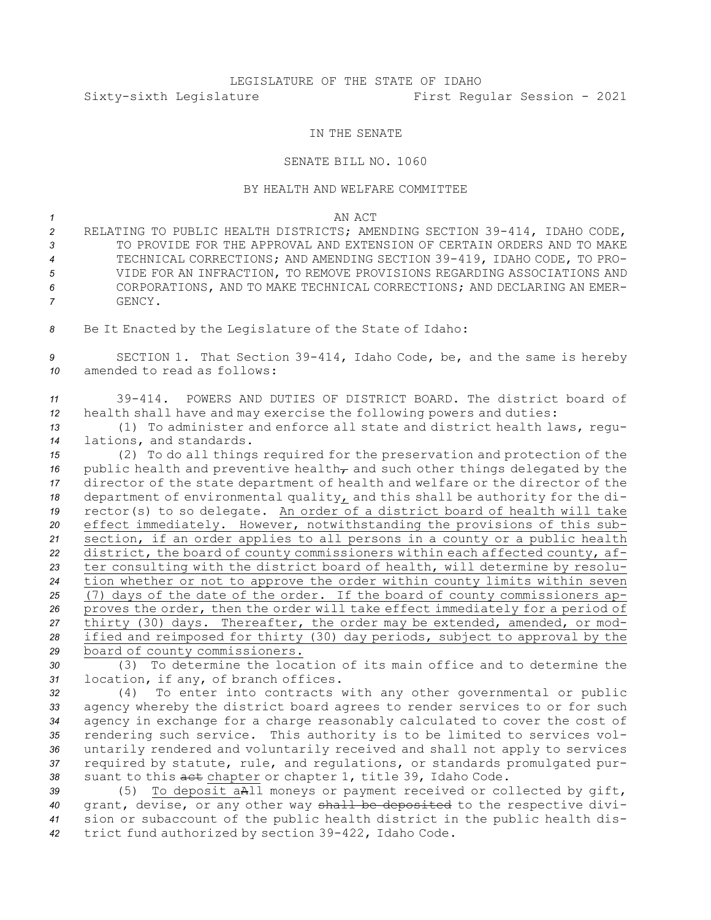LEGISLATURE OF THE STATE OF IDAHO

Sixty-sixth Legislature First Regular Session - 2021

IN THE SENATE

SENATE BILL NO. 1060

BY HEALTH AND WELFARE COMMITTEE

AN ACT

RELATING TO PUBLIC HEALTH DISTRICTS; AMENDING SECTION 39-414, IDAHO CODE, TO PROVIDE FOR THE APPROVAL AND EXTENSION OF CERTAIN ORDERS AND TO MAKE TECHNICAL CORRECTIONS; AND AMENDING SECTION 39-419, IDAHO CODE, TO PROVIDE FOR AN INFRACTION, TO REMOVE PROVISIONS REGARDING ASSOCIATIONS AND CORPORATIONS, AND TO MAKE TECHNICAL CORRECTIONS; AND DECLARING AN EMERGENCY.

Be It Enacted by the Legislature of the State of Idaho:

SECTION 1. That Section 39-414, Idaho Code, be, and the same is hereby amended to read as follows:

39-414. POWERS AND DUTIES OF DISTRICT BOARD. The district board of health shall have and may exercise the following powers and duties:

(1) To administer and enforce all state and district health laws, regulations, and standards.

(2) To do all things required for the preservation and protection of the public health and preventive health~~,~~ and such other things delegated by the director of the state department of health and welfare or the director of the department of environmental quality, and this shall be authority for the director(s) to so delegate. An order of a district board of health will take effect immediately. However, notwithstanding the provisions of this subsection, if an order applies to all persons in a county or a public health district, the board of county commissioners within each affected county, after consulting with the district board of health, will determine by resolution whether or not to approve the order within county limits within seven (7) days of the date of the order. If the board of county commissioners approves the order, then the order will take effect immediately for a period of thirty (30) days. Thereafter, the order may be extended, amended, or modified and reimposed for thirty (30) day periods, subject to approval by the board of county commissioners.

(3) To determine the location of its main office and to determine the location, if any, of branch offices.

(4) To enter into contracts with any other governmental or public agency whereby the district board agrees to render services to or for such agency in exchange for a charge reasonably calculated to cover the cost of rendering such service. This authority is to be limited to services voluntarily rendered and voluntarily received and shall not apply to services required by statute, rule, and regulations, or standards promulgated pursuant to this ~~act~~ chapter or chapter 1, title 39, Idaho Code.

(5) To deposit a~~A~~ll moneys or payment received or collected by gift, grant, devise, or any other way ~~shall be deposited~~ to the respective division or subaccount of the public health district in the public health district fund authorized by section 39-422, Idaho Code.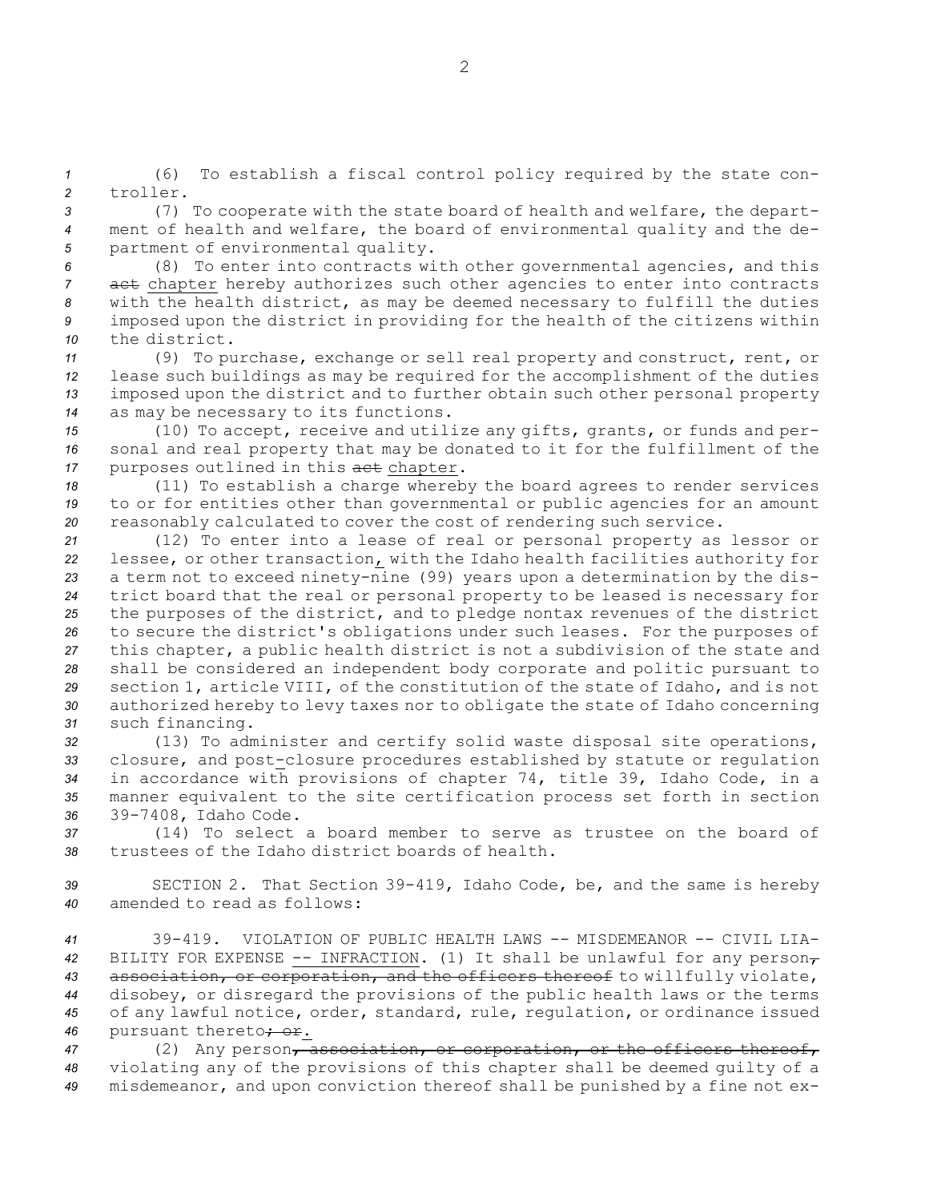(6) To establish a fiscal control policy required by the state controller.

(7) To cooperate with the state board of health and welfare, the department of health and welfare, the board of environmental quality and the department of environmental quality.

(8) To enter into contracts with other governmental agencies, and this ~~act~~ chapter hereby authorizes such other agencies to enter into contracts with the health district, as may be deemed necessary to fulfill the duties imposed upon the district in providing for the health of the citizens within the district.

(9) To purchase, exchange or sell real property and construct, rent, or lease such buildings as may be required for the accomplishment of the duties imposed upon the district and to further obtain such other personal property as may be necessary to its functions.

(10) To accept, receive and utilize any gifts, grants, or funds and personal and real property that may be donated to it for the fulfillment of the purposes outlined in this ~~act~~ chapter.

(11) To establish a charge whereby the board agrees to render services to or for entities other than governmental or public agencies for an amount reasonably calculated to cover the cost of rendering such service.

(12) To enter into a lease of real or personal property as lessor or lessee, or other transaction, with the Idaho health facilities authority for a term not to exceed ninety-nine (99) years upon a determination by the district board that the real or personal property to be leased is necessary for the purposes of the district, and to pledge nontax revenues of the district to secure the district's obligations under such leases. For the purposes of this chapter, a public health district is not a subdivision of the state and shall be considered an independent body corporate and politic pursuant to section 1, article VIII, of the constitution of the state of Idaho, and is not authorized hereby to levy taxes nor to obligate the state of Idaho concerning such financing.

(13) To administer and certify solid waste disposal site operations, closure, and post-closure procedures established by statute or regulation in accordance with provisions of chapter 74, title 39, Idaho Code, in a manner equivalent to the site certification process set forth in section 39-7408, Idaho Code.

(14) To select a board member to serve as trustee on the board of trustees of the Idaho district boards of health.

SECTION 2. That Section 39-419, Idaho Code, be, and the same is hereby amended to read as follows:

39-419. VIOLATION OF PUBLIC HEALTH LAWS -- MISDEMEANOR -- CIVIL LIABILITY FOR EXPENSE -- INFRACTION. (1) It shall be unlawful for any person~~, association, or corporation, and the officers thereof~~ to willfully violate, disobey, or disregard the provisions of the public health laws or the terms of any lawful notice, order, standard, rule, regulation, or ordinance issued pursuant thereto~~; or~~.

(2) Any person~~, association, or corporation, or the officers thereof,~~ violating any of the provisions of this chapter shall be deemed guilty of a misdemeanor, and upon conviction thereof shall be punished by a fine not ex-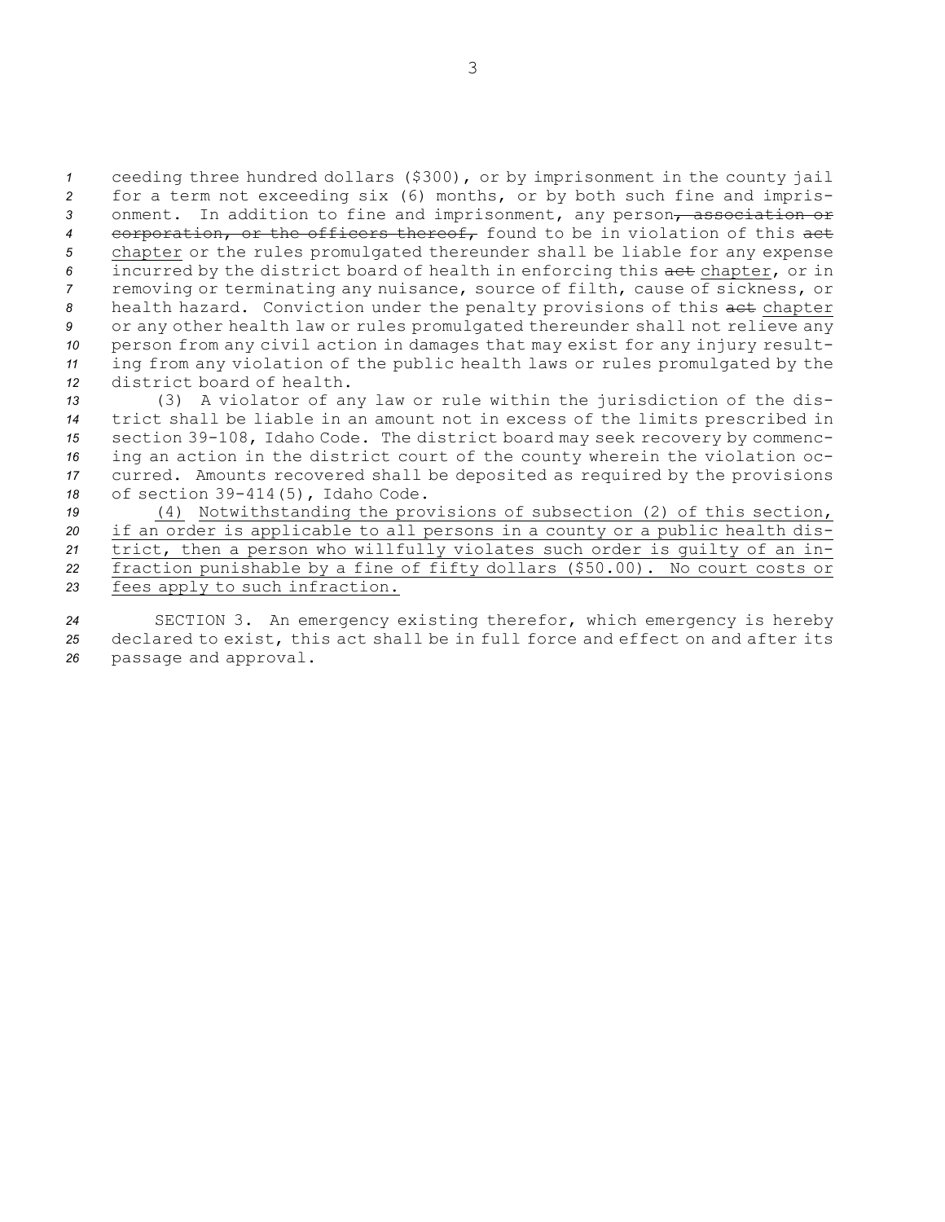ceeding three hundred dollars ($300), or by imprisonment in the county jail for a term not exceeding six (6) months, or by both such fine and imprisonment. In addition to fine and imprisonment, any person~~, association or corporation, or the officers thereof,~~ found to be in violation of this ~~act~~ chapter or the rules promulgated thereunder shall be liable for any expense incurred by the district board of health in enforcing this ~~act~~ chapter, or in removing or terminating any nuisance, source of filth, cause of sickness, or health hazard. Conviction under the penalty provisions of this ~~act~~ chapter or any other health law or rules promulgated thereunder shall not relieve any person from any civil action in damages that may exist for any injury resulting from any violation of the public health laws or rules promulgated by the district board of health.

(3) A violator of any law or rule within the jurisdiction of the district shall be liable in an amount not in excess of the limits prescribed in section 39-108, Idaho Code. The district board may seek recovery by commencing an action in the district court of the county wherein the violation occurred. Amounts recovered shall be deposited as required by the provisions of section 39-414(5), Idaho Code.

(4) Notwithstanding the provisions of subsection (2) of this section, if an order is applicable to all persons in a county or a public health district, then a person who willfully violates such order is guilty of an infraction punishable by a fine of fifty dollars ($50.00). No court costs or fees apply to such infraction.

SECTION 3. An emergency existing therefor, which emergency is hereby declared to exist, this act shall be in full force and effect on and after its passage and approval.